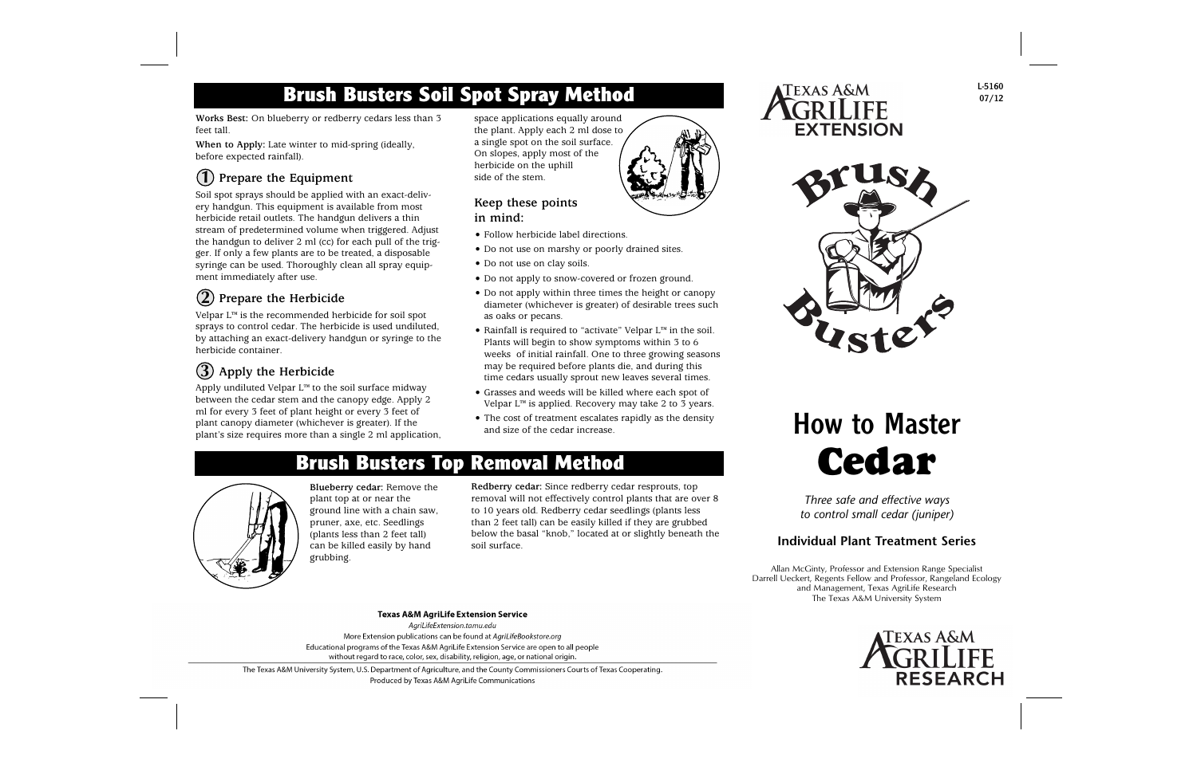## Brush Busters Soil Spot Spray Method

**Works Best:** On blueberry or redberry cedars less than 3 feet tall.

**When to Apply:** Late winter to mid-spring (ideally, before expected rainfall).

### ① Prepare the Equipment

Soil spot sprays should be applied with an exact-delivery handgun. This equipment is available from most herbicide retail outlets. The handgun delivers a thin stream of predetermined volume when triggered. Adjust the handgun to deliver 2 ml (cc) for each pull of the trigger. If only a few plants are to be treated, a disposable syringe can be used. Thoroughly clean all spray equipment immediately after use.

### ② Prepare the Herbicide

Velpar L™ is the recommended herbicide for soil spot sprays to control cedar. The herbicide is used undiluted, by attaching an exact-delivery handgun or syringe to the herbicide container.

### ③ Apply the Herbicide

Apply undiluted Velpar L™ to the soil surface midway between the cedar stem and the canopy edge. Apply 2 ml for every 3 feet of plant height or every 3 feet of plant canopy diameter (whichever is greater). If the plant's size requires more than a single 2 ml application, space applications equally around the plant. Apply each 2 ml dose to a single spot on the soil surface. On slopes, apply most of the herbicide on the uphill side of the stem.

### Keep these points in mind:

- Follow herbicide label directions.
- Do not use on marshy or poorly drained sites.
- Do not use on clay soils.
- Do not apply to snow-covered or frozen ground.
- Do not apply within three times the height or canopy diameter (whichever is greater) of desirable trees such as oaks or pecans.
- Rainfall is required to "activate" Velpar L™ in the soil. Plants will begin to show symptoms within 3 to 6 weeks of initial rainfall. One to three growing seasons may be required before plants die, and during this time cedars usually sprout new leaves several times.
- Grasses and weeds will be killed where each spot of Velpar L™ is applied. Recovery may take 2 to 3 years.
- The cost of treatment escalates rapidly as the density and size of the cedar increase.

## Brush Busters Top Removal Method

**Blueberry cedar:** Remove the plant top at or near the ground line with a chain saw, pruner, axe, etc. Seedlings (plants less than 2 feet tall) can be killed easily by hand grubbing.

**Redberry cedar:** Since redberry cedar resprouts, top removal will not effectively control plants that are over 8 to 10 years old. Redberry cedar seedlings (plants less than 2 feet tall) can be easily killed if they are grubbed below the basal "knob," located at or slightly beneath the soil surface.

**Texas A&M AgriLife Extension Service**

*AgriLifeExtension.tamu.edu*

More Extension publications can be found at *AgriLifeBookstore.org*

Educational programs of the Texas A&M AgriLife Extension Service are open to all people without regard to race, color, sex, disability, religion, age, or national origin.

The Texas A&M University System, U.S. Department of Agriculture, and the County Commissioners Courts of Texas Cooperating.

Produced by Texas A&M AgriLife Communications

L-5160
07/12

Texas A&M AgriLife Extension

Brush Busters

# How to Master Cedar

*Three safe and effective ways to control small cedar (juniper)*

### Individual Plant Treatment Series

Allan McGinty, Professor and Extension Range Specialist
Darrell Ueckert, Regents Fellow and Professor, Rangeland Ecology and Management, Texas AgriLife Research
The Texas A&M University System

Texas A&M AgriLife Research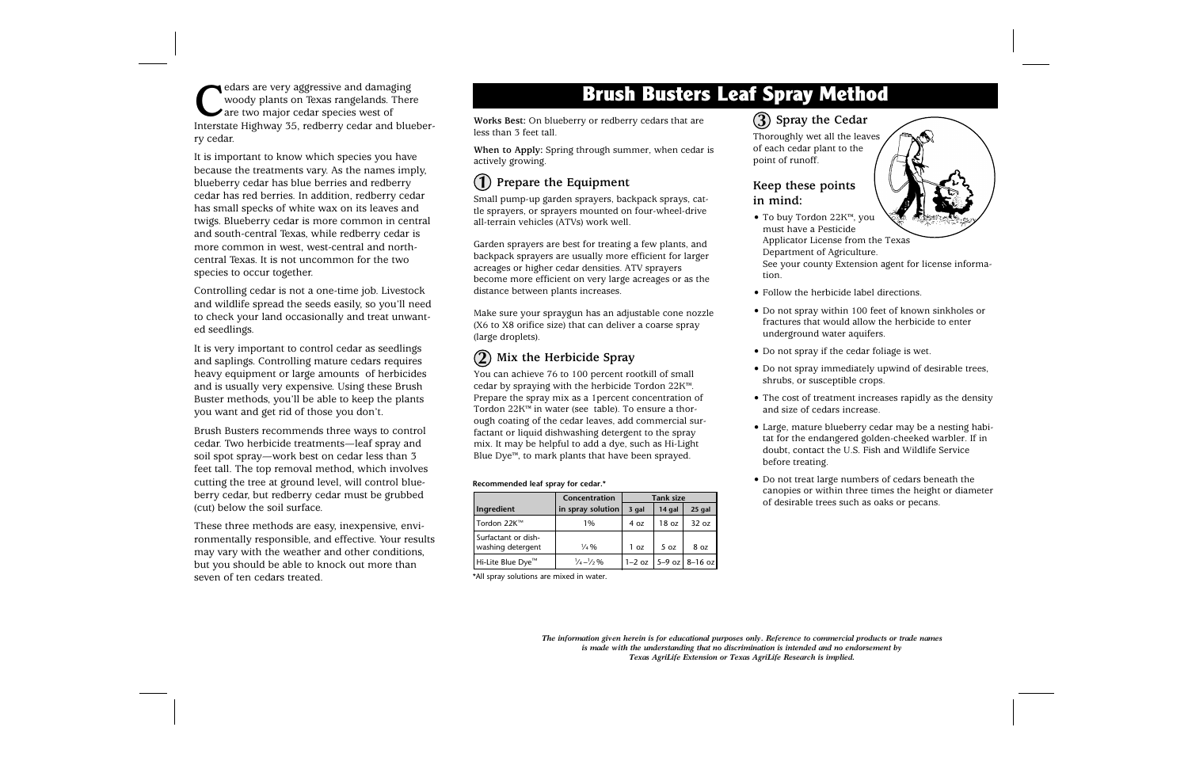Cedars are very aggressive and damaging woody plants on Texas rangelands. There are two major cedar species west of Interstate Highway 35, redberry cedar and blueberry cedar.

It is important to know which species you have because the treatments vary. As the names imply, blueberry cedar has blue berries and redberry cedar has red berries. In addition, redberry cedar has small specks of white wax on its leaves and twigs. Blueberry cedar is more common in central and south-central Texas, while redberry cedar is more common in west, west-central and north-central Texas. It is not uncommon for the two species to occur together.

Controlling cedar is not a one-time job. Livestock and wildlife spread the seeds easily, so you'll need to check your land occasionally and treat unwanted seedlings.

It is very important to control cedar as seedlings and saplings. Controlling mature cedars requires heavy equipment or large amounts of herbicides and is usually very expensive. Using these Brush Buster methods, you'll be able to keep the plants you want and get rid of those you don't.

Brush Busters recommends three ways to control cedar. Two herbicide treatments—leaf spray and soil spot spray—work best on cedar less than 3 feet tall. The top removal method, which involves cutting the tree at ground level, will control blueberry cedar, but redberry cedar must be grubbed (cut) below the soil surface.

These three methods are easy, inexpensive, environmentally responsible, and effective. Your results may vary with the weather and other conditions, but you should be able to knock out more than seven of ten cedars treated.

# Brush Busters Leaf Spray Method

**Works Best:** On blueberry or redberry cedars that are less than 3 feet tall.

**When to Apply:** Spring through summer, when cedar is actively growing.

## 1 Prepare the Equipment

Small pump-up garden sprayers, backpack sprays, cattle sprayers, or sprayers mounted on four-wheel-drive all-terrain vehicles (ATVs) work well.

Garden sprayers are best for treating a few plants, and backpack sprayers are usually more efficient for larger acreages or higher cedar densities. ATV sprayers become more efficient on very large acreages or as the distance between plants increases.

Make sure your spraygun has an adjustable cone nozzle (X6 to X8 orifice size) that can deliver a coarse spray (large droplets).

## 2 Mix the Herbicide Spray

You can achieve 76 to 100 percent rootkill of small cedar by spraying with the herbicide Tordon 22K™. Prepare the spray mix as a 1percent concentration of Tordon 22K™ in water (see table). To ensure a thorough coating of the cedar leaves, add commercial surfactant or liquid dishwashing detergent to the spray mix. It may be helpful to add a dye, such as Hi-Light Blue Dye™, to mark plants that have been sprayed.

**Recommended leaf spray for cedar.***

| Ingredient | Concentration in spray solution | Tank size | | |
|---|---|---|---|---|
| | | 3 gal | 14 gal | 25 gal |
| Tordon 22K™ | 1% | 4 oz | 18 oz | 32 oz |
| Surfactant or dishwashing detergent | ¼ % | 1 oz | 5 oz | 8 oz |
| Hi-Lite Blue Dye™ | ¼ –½ % | 1–2 oz | 5–9 oz | 8–16 oz |

*All spray solutions are mixed in water.

## 3 Spray the Cedar

Thoroughly wet all the leaves of each cedar plant to the point of runoff.

### Keep these points in mind:

- To buy Tordon 22K™, you must have a Pesticide Applicator License from the Texas Department of Agriculture. See your county Extension agent for license information.
- Follow the herbicide label directions.
- Do not spray within 100 feet of known sinkholes or fractures that would allow the herbicide to enter underground water aquifers.
- Do not spray if the cedar foliage is wet.
- Do not spray immediately upwind of desirable trees, shrubs, or susceptible crops.
- The cost of treatment increases rapidly as the density and size of cedars increase.
- Large, mature blueberry cedar may be a nesting habitat for the endangered golden-cheeked warbler. If in doubt, contact the U.S. Fish and Wildlife Service before treating.
- Do not treat large numbers of cedars beneath the canopies or within three times the height or diameter of desirable trees such as oaks or pecans.

***The information given herein is for educational purposes only. Reference to commercial products or trade names is made with the understanding that no discrimination is intended and no endorsement by Texas AgriLife Extension or Texas AgriLife Research is implied.***